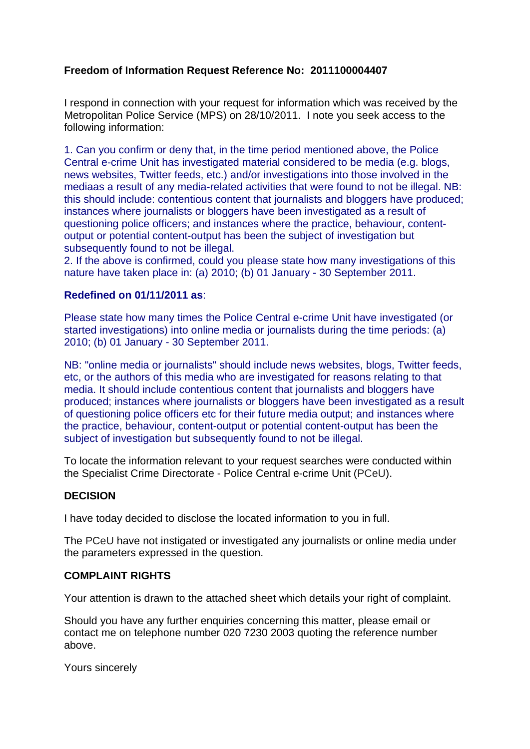**Freedom of Information Request Reference No: 2011100004407**

I respond in connection with your request for information which was received by the Metropolitan Police Service (MPS) on 28/10/2011. I note you seek access to the following information:

1. Can you confirm or deny that, in the time period mentioned above, the Police Central e-crime Unit has investigated material considered to be media (e.g. blogs, news websites, Twitter feeds, etc.) and/or investigations into those involved in the mediaas a result of any media-related activities that were found to not be illegal. NB: this should include: contentious content that journalists and bloggers have produced; instances where journalists or bloggers have been investigated as a result of questioning police officers; and instances where the practice, behaviour, content-output or potential content-output has been the subject of investigation but subsequently found to not be illegal.
2. If the above is confirmed, could you please state how many investigations of this nature have taken place in: (a) 2010; (b) 01 January - 30 September 2011.

**Redefined on 01/11/2011 as**:

Please state how many times the Police Central e-crime Unit have investigated (or started investigations) into online media or journalists during the time periods: (a) 2010; (b) 01 January - 30 September 2011.

NB: "online media or journalists" should include news websites, blogs, Twitter feeds, etc, or the authors of this media who are investigated for reasons relating to that media. It should include contentious content that journalists and bloggers have produced; instances where journalists or bloggers have been investigated as a result of questioning police officers etc for their future media output; and instances where the practice, behaviour, content-output or potential content-output has been the subject of investigation but subsequently found to not be illegal.

To locate the information relevant to your request searches were conducted within the Specialist Crime Directorate - Police Central e-crime Unit (PCeU).

**DECISION**

I have today decided to disclose the located information to you in full.

The PCeU have not instigated or investigated any journalists or online media under the parameters expressed in the question.

**COMPLAINT RIGHTS**

Your attention is drawn to the attached sheet which details your right of complaint.

Should you have any further enquiries concerning this matter, please email or contact me on telephone number 020 7230 2003 quoting the reference number above.

Yours sincerely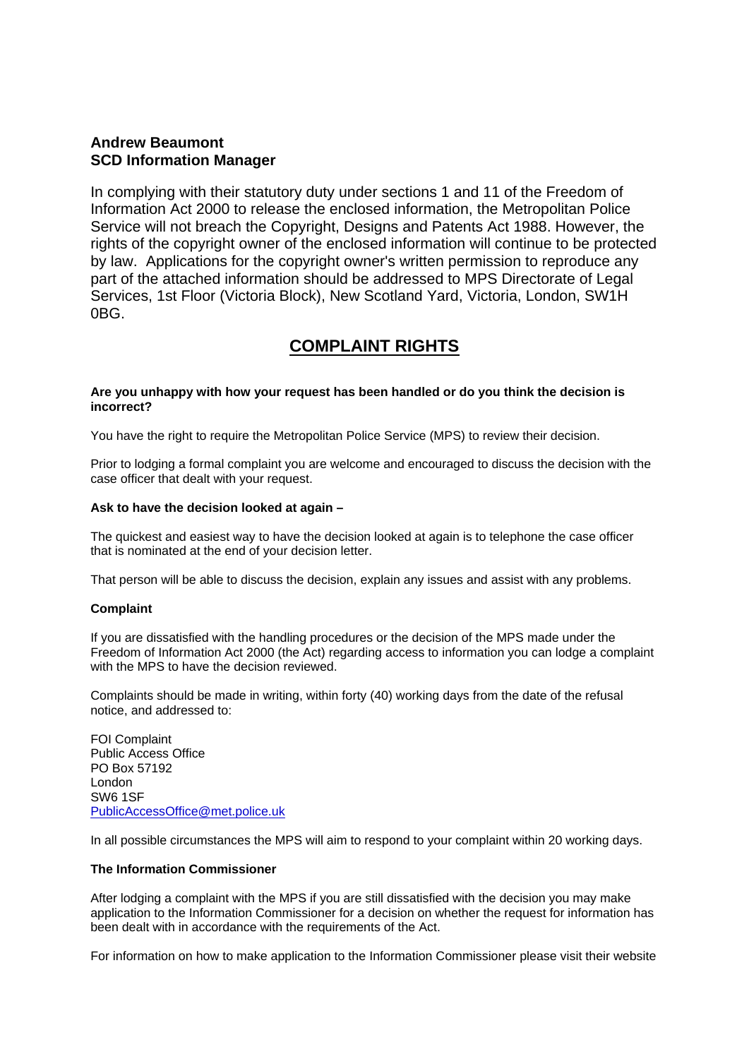**Andrew Beaumont**
**SCD Information Manager**

In complying with their statutory duty under sections 1 and 11 of the Freedom of Information Act 2000 to release the enclosed information, the Metropolitan Police Service will not breach the Copyright, Designs and Patents Act 1988. However, the rights of the copyright owner of the enclosed information will continue to be protected by law. Applications for the copyright owner's written permission to reproduce any part of the attached information should be addressed to MPS Directorate of Legal Services, 1st Floor (Victoria Block), New Scotland Yard, Victoria, London, SW1H 0BG.

## COMPLAINT RIGHTS

**Are you unhappy with how your request has been handled or do you think the decision is incorrect?**

You have the right to require the Metropolitan Police Service (MPS) to review their decision.

Prior to lodging a formal complaint you are welcome and encouraged to discuss the decision with the case officer that dealt with your request.

**Ask to have the decision looked at again –**

The quickest and easiest way to have the decision looked at again is to telephone the case officer that is nominated at the end of your decision letter.

That person will be able to discuss the decision, explain any issues and assist with any problems.

**Complaint**

If you are dissatisfied with the handling procedures or the decision of the MPS made under the Freedom of Information Act 2000 (the Act) regarding access to information you can lodge a complaint with the MPS to have the decision reviewed.

Complaints should be made in writing, within forty (40) working days from the date of the refusal notice, and addressed to:

FOI Complaint
Public Access Office
PO Box 57192
London
SW6 1SF
PublicAccessOffice@met.police.uk

In all possible circumstances the MPS will aim to respond to your complaint within 20 working days.

**The Information Commissioner**

After lodging a complaint with the MPS if you are still dissatisfied with the decision you may make application to the Information Commissioner for a decision on whether the request for information has been dealt with in accordance with the requirements of the Act.

For information on how to make application to the Information Commissioner please visit their website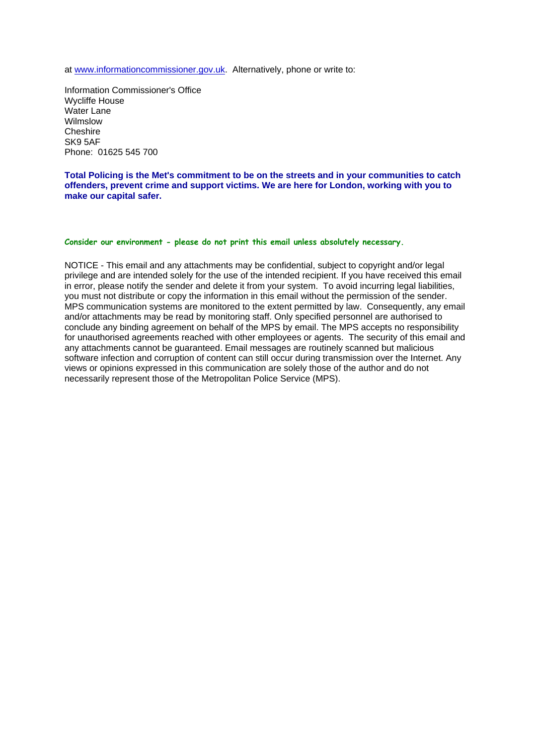at www.informationcommissioner.gov.uk.  Alternatively, phone or write to:

Information Commissioner's Office
Wycliffe House
Water Lane
Wilmslow
Cheshire
SK9 5AF
Phone:  01625 545 700

**Total Policing is the Met's commitment to be on the streets and in your communities to catch offenders, prevent crime and support victims. We are here for London, working with you to make our capital safer.**

**Consider our environment - please do not print this email unless absolutely necessary.**

NOTICE - This email and any attachments may be confidential, subject to copyright and/or legal privilege and are intended solely for the use of the intended recipient. If you have received this email in error, please notify the sender and delete it from your system.  To avoid incurring legal liabilities, you must not distribute or copy the information in this email without the permission of the sender. MPS communication systems are monitored to the extent permitted by law.  Consequently, any email and/or attachments may be read by monitoring staff. Only specified personnel are authorised to conclude any binding agreement on behalf of the MPS by email. The MPS accepts no responsibility for unauthorised agreements reached with other employees or agents.  The security of this email and any attachments cannot be guaranteed. Email messages are routinely scanned but malicious software infection and corruption of content can still occur during transmission over the Internet. Any views or opinions expressed in this communication are solely those of the author and do not necessarily represent those of the Metropolitan Police Service (MPS).